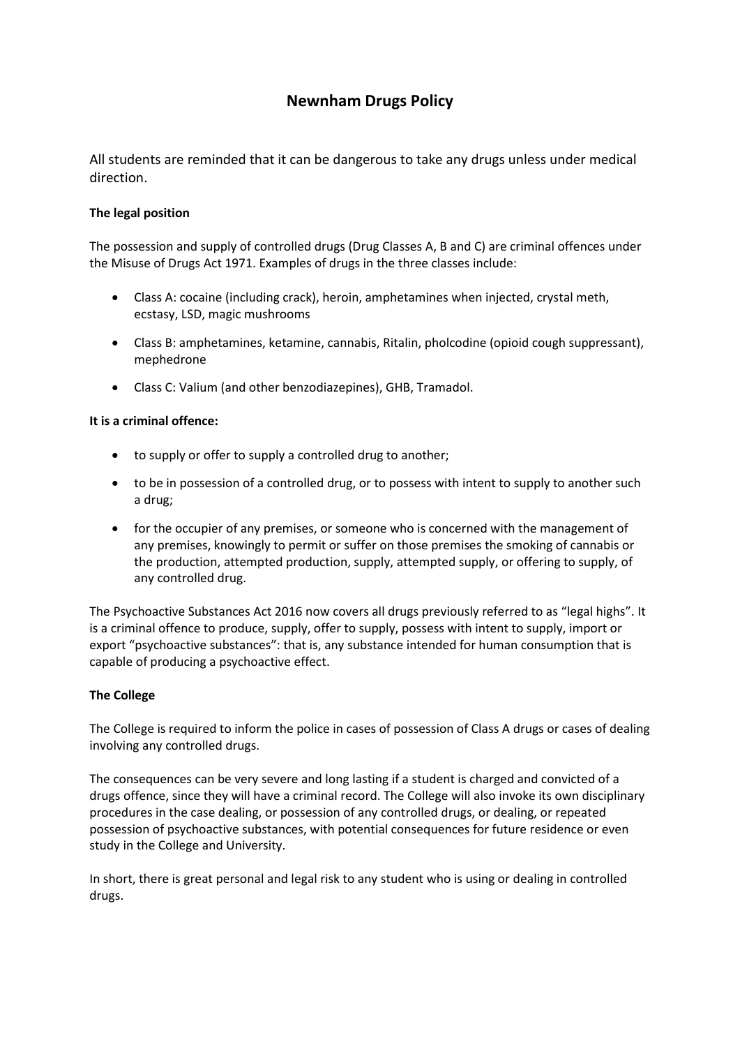# Newnham Drugs Policy

All students are reminded that it can be dangerous to take any drugs unless under medical direction.

**The legal position**

The possession and supply of controlled drugs (Drug Classes A, B and C) are criminal offences under the Misuse of Drugs Act 1971. Examples of drugs in the three classes include:

- Class A: cocaine (including crack), heroin, amphetamines when injected, crystal meth, ecstasy, LSD, magic mushrooms
- Class B: amphetamines, ketamine, cannabis, Ritalin, pholcodine (opioid cough suppressant), mephedrone
- Class C: Valium (and other benzodiazepines), GHB, Tramadol.

**It is a criminal offence:**

- to supply or offer to supply a controlled drug to another;
- to be in possession of a controlled drug, or to possess with intent to supply to another such a drug;
- for the occupier of any premises, or someone who is concerned with the management of any premises, knowingly to permit or suffer on those premises the smoking of cannabis or the production, attempted production, supply, attempted supply, or offering to supply, of any controlled drug.

The Psychoactive Substances Act 2016 now covers all drugs previously referred to as "legal highs". It is a criminal offence to produce, supply, offer to supply, possess with intent to supply, import or export "psychoactive substances": that is, any substance intended for human consumption that is capable of producing a psychoactive effect.

**The College**

The College is required to inform the police in cases of possession of Class A drugs or cases of dealing involving any controlled drugs.

The consequences can be very severe and long lasting if a student is charged and convicted of a drugs offence, since they will have a criminal record. The College will also invoke its own disciplinary procedures in the case dealing, or possession of any controlled drugs, or dealing, or repeated possession of psychoactive substances, with potential consequences for future residence or even study in the College and University.

In short, there is great personal and legal risk to any student who is using or dealing in controlled drugs.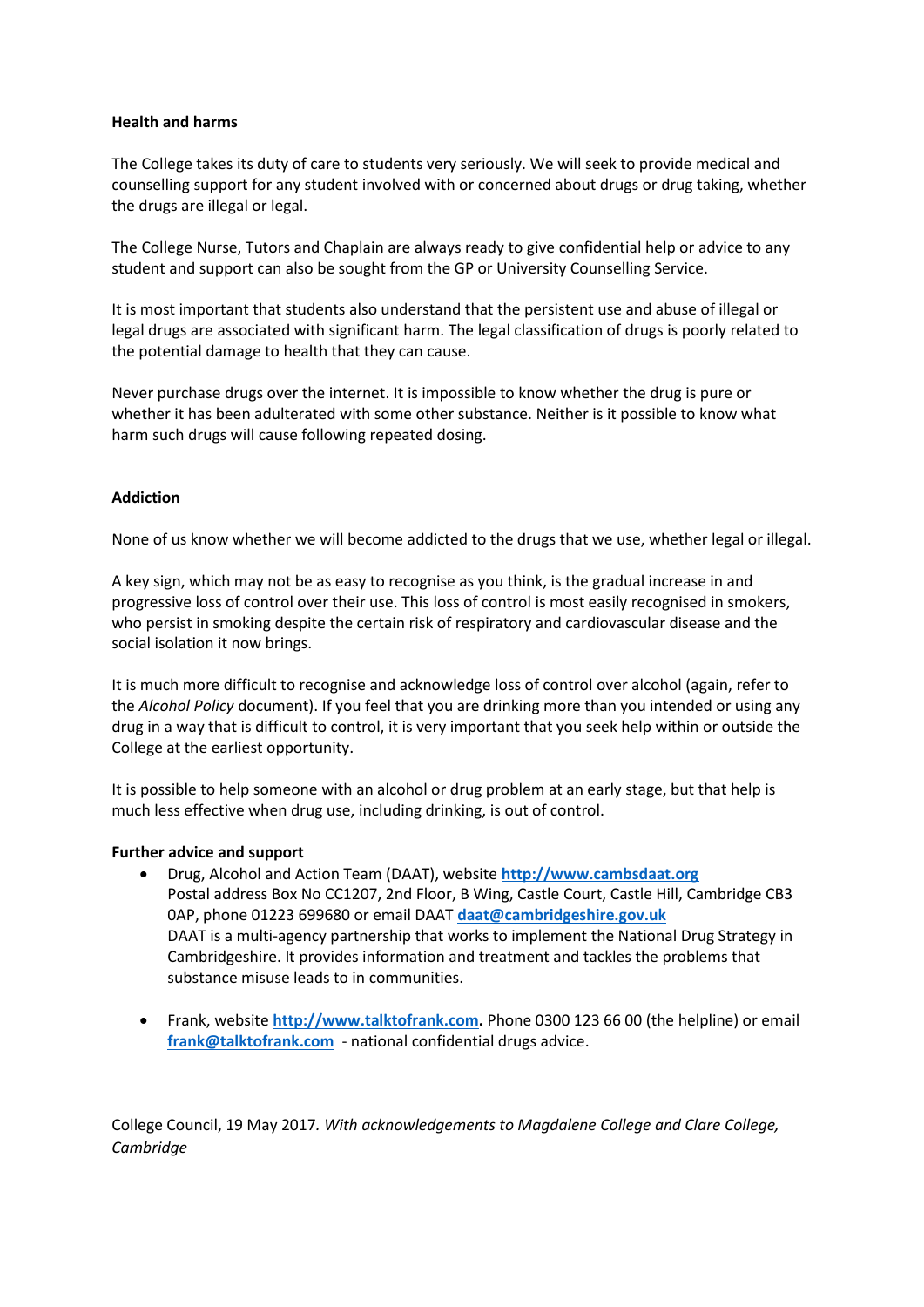**Health and harms**

The College takes its duty of care to students very seriously. We will seek to provide medical and counselling support for any student involved with or concerned about drugs or drug taking, whether the drugs are illegal or legal.

The College Nurse, Tutors and Chaplain are always ready to give confidential help or advice to any student and support can also be sought from the GP or University Counselling Service.

It is most important that students also understand that the persistent use and abuse of illegal or legal drugs are associated with significant harm. The legal classification of drugs is poorly related to the potential damage to health that they can cause.

Never purchase drugs over the internet. It is impossible to know whether the drug is pure or whether it has been adulterated with some other substance. Neither is it possible to know what harm such drugs will cause following repeated dosing.

**Addiction**

None of us know whether we will become addicted to the drugs that we use, whether legal or illegal.

A key sign, which may not be as easy to recognise as you think, is the gradual increase in and progressive loss of control over their use. This loss of control is most easily recognised in smokers, who persist in smoking despite the certain risk of respiratory and cardiovascular disease and the social isolation it now brings.

It is much more difficult to recognise and acknowledge loss of control over alcohol (again, refer to the *Alcohol Policy* document). If you feel that you are drinking more than you intended or using any drug in a way that is difficult to control, it is very important that you seek help within or outside the College at the earliest opportunity.

It is possible to help someone with an alcohol or drug problem at an early stage, but that help is much less effective when drug use, including drinking, is out of control.

**Further advice and support**

- Drug, Alcohol and Action Team (DAAT), website **http://www.cambsdaat.org**
  Postal address Box No CC1207, 2nd Floor, B Wing, Castle Court, Castle Hill, Cambridge CB3 0AP, phone 01223 699680 or email DAAT **daat@cambridgeshire.gov.uk**
  DAAT is a multi-agency partnership that works to implement the National Drug Strategy in Cambridgeshire. It provides information and treatment and tackles the problems that substance misuse leads to in communities.

- Frank, website **http://www.talktofrank.com**. Phone 0300 123 66 00 (the helpline) or email **frank@talktofrank.com** - national confidential drugs advice.

College Council, 19 May 2017. *With acknowledgements to Magdalene College and Clare College, Cambridge*